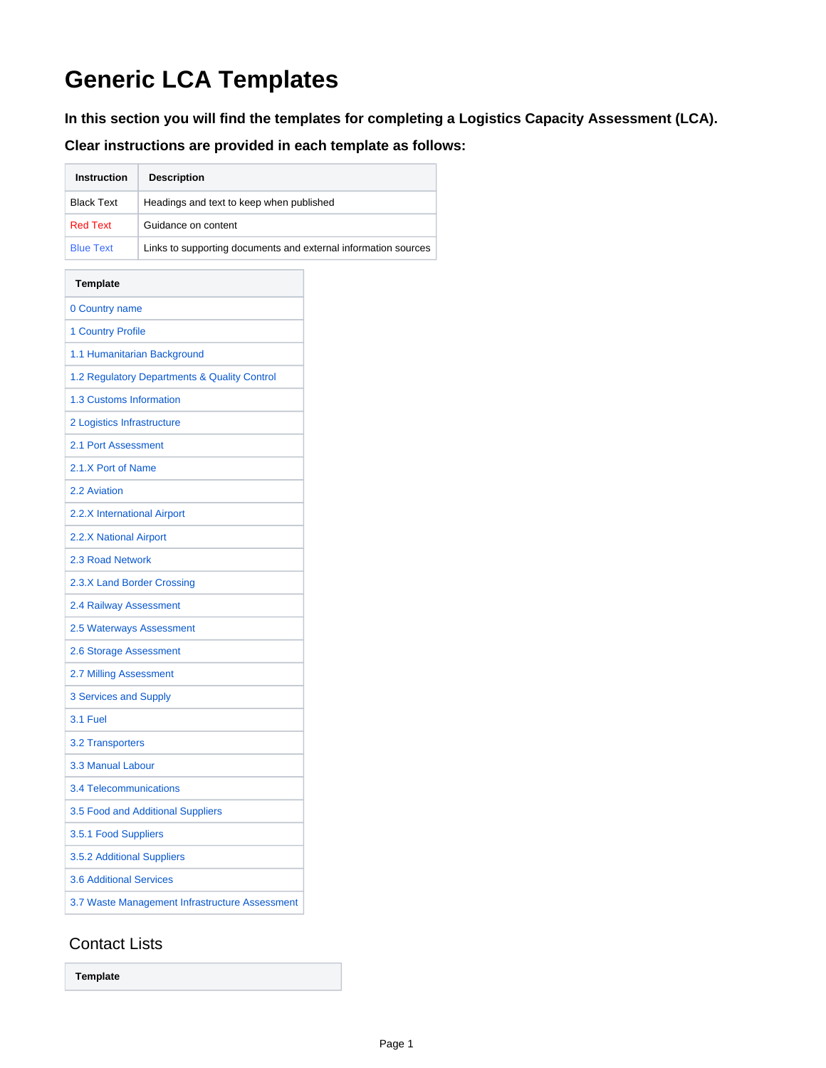# Generic LCA Templates

**In this section you will find the templates for completing a Logistics Capacity Assessment (LCA).**

**Clear instructions are provided in each template as follows:**

| Instruction | Description |
| --- | --- |
| Black Text | Headings and text to keep when published |
| Red Text | Guidance on content |
| Blue Text | Links to supporting documents and external information sources |

| Template |
| --- |
| 0 Country name |
| 1 Country Profile |
| 1.1 Humanitarian Background |
| 1.2 Regulatory Departments & Quality Control |
| 1.3 Customs Information |
| 2 Logistics Infrastructure |
| 2.1 Port Assessment |
| 2.1.X Port of Name |
| 2.2 Aviation |
| 2.2.X International Airport |
| 2.2.X National Airport |
| 2.3 Road Network |
| 2.3.X Land Border Crossing |
| 2.4 Railway Assessment |
| 2.5 Waterways Assessment |
| 2.6 Storage Assessment |
| 2.7 Milling Assessment |
| 3 Services and Supply |
| 3.1 Fuel |
| 3.2 Transporters |
| 3.3 Manual Labour |
| 3.4 Telecommunications |
| 3.5 Food and Additional Suppliers |
| 3.5.1 Food Suppliers |
| 3.5.2 Additional Suppliers |
| 3.6 Additional Services |
| 3.7 Waste Management Infrastructure Assessment |

## Contact Lists

| Template |
| --- |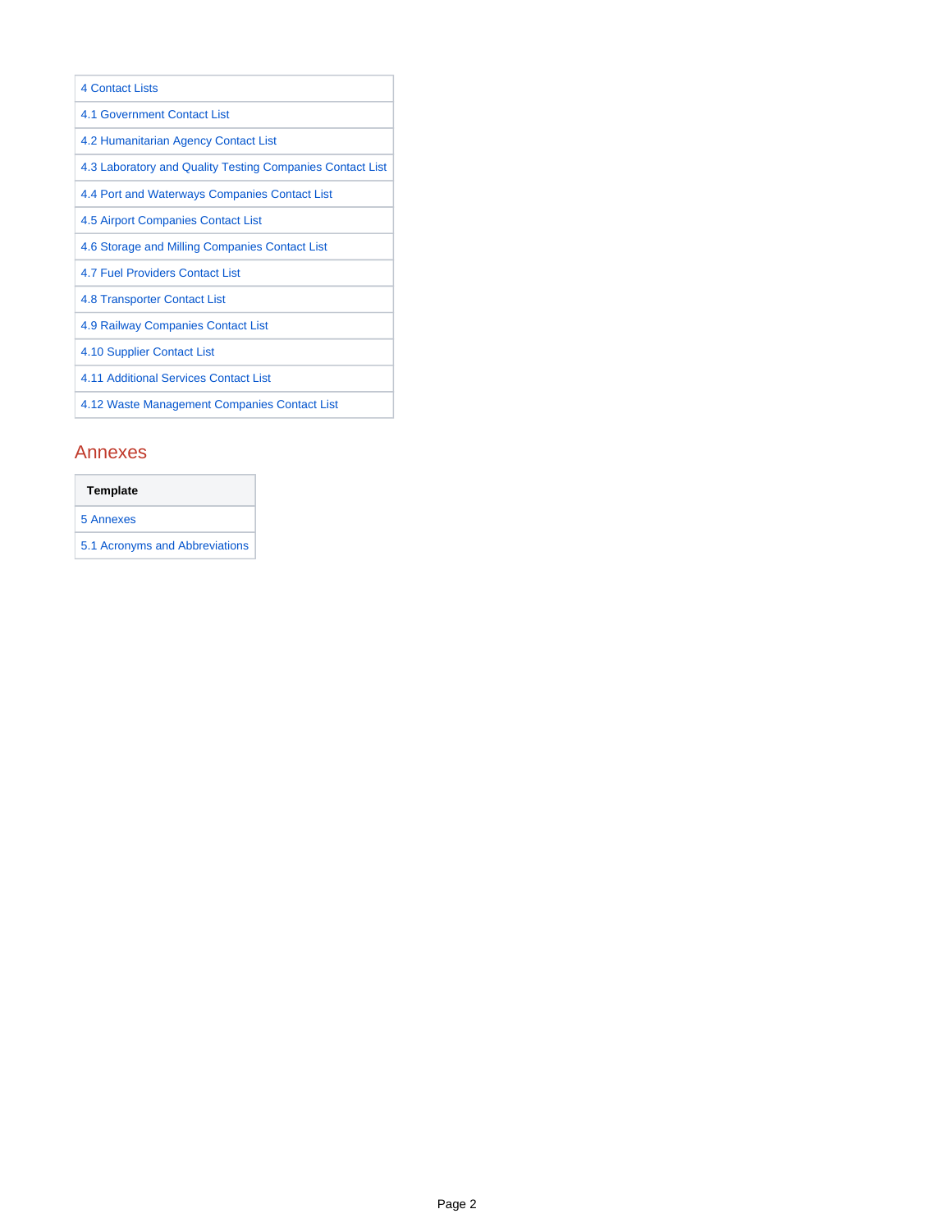| |
|---|
| 4 Contact Lists |
| 4.1 Government Contact List |
| 4.2 Humanitarian Agency Contact List |
| 4.3 Laboratory and Quality Testing Companies Contact List |
| 4.4 Port and Waterways Companies Contact List |
| 4.5 Airport Companies Contact List |
| 4.6 Storage and Milling Companies Contact List |
| 4.7 Fuel Providers Contact List |
| 4.8 Transporter Contact List |
| 4.9 Railway Companies Contact List |
| 4.10 Supplier Contact List |
| 4.11 Additional Services Contact List |
| 4.12 Waste Management Companies Contact List |

## Annexes

| Template |
|---|
| 5 Annexes |
| 5.1 Acronyms and Abbreviations |